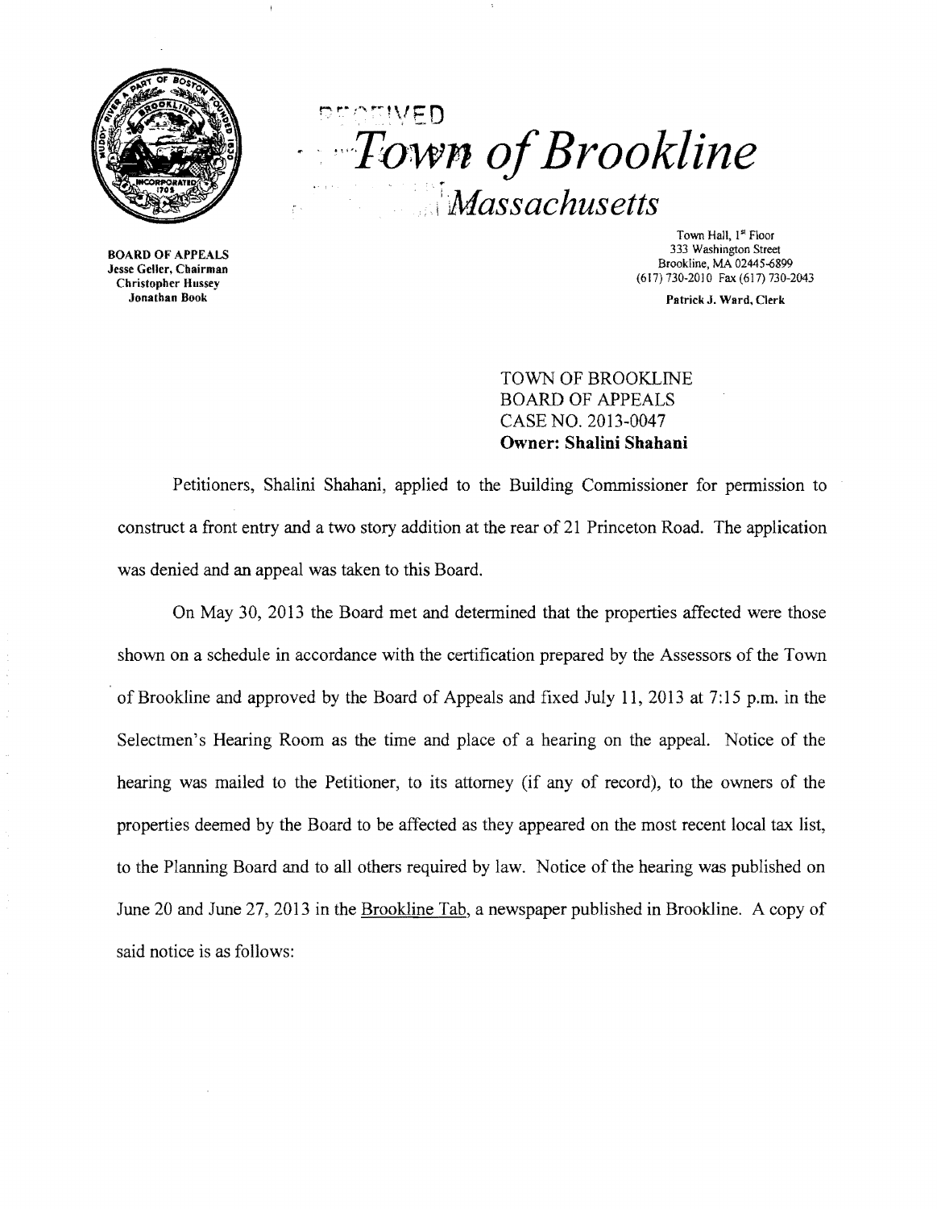# Town of Brookline

## Massachusetts

BOARD OF APPEALS
Jesse Geller, Chairman
Christopher Hussey
Jonathan Book

Town Hall, 1st Floor
333 Washington Street
Brookline, MA 02445-6899
(617) 730-2010 Fax (617) 730-2043

Patrick J. Ward, Clerk

TOWN OF BROOKLINE
BOARD OF APPEALS
CASE NO. 2013-0047
**Owner: Shalini Shahani**

Petitioners, Shalini Shahani, applied to the Building Commissioner for permission to construct a front entry and a two story addition at the rear of 21 Princeton Road. The application was denied and an appeal was taken to this Board.

On May 30, 2013 the Board met and determined that the properties affected were those shown on a schedule in accordance with the certification prepared by the Assessors of the Town of Brookline and approved by the Board of Appeals and fixed July 11, 2013 at 7:15 p.m. in the Selectmen's Hearing Room as the time and place of a hearing on the appeal. Notice of the hearing was mailed to the Petitioner, to its attorney (if any of record), to the owners of the properties deemed by the Board to be affected as they appeared on the most recent local tax list, to the Planning Board and to all others required by law. Notice of the hearing was published on June 20 and June 27, 2013 in the Brookline Tab, a newspaper published in Brookline. A copy of said notice is as follows: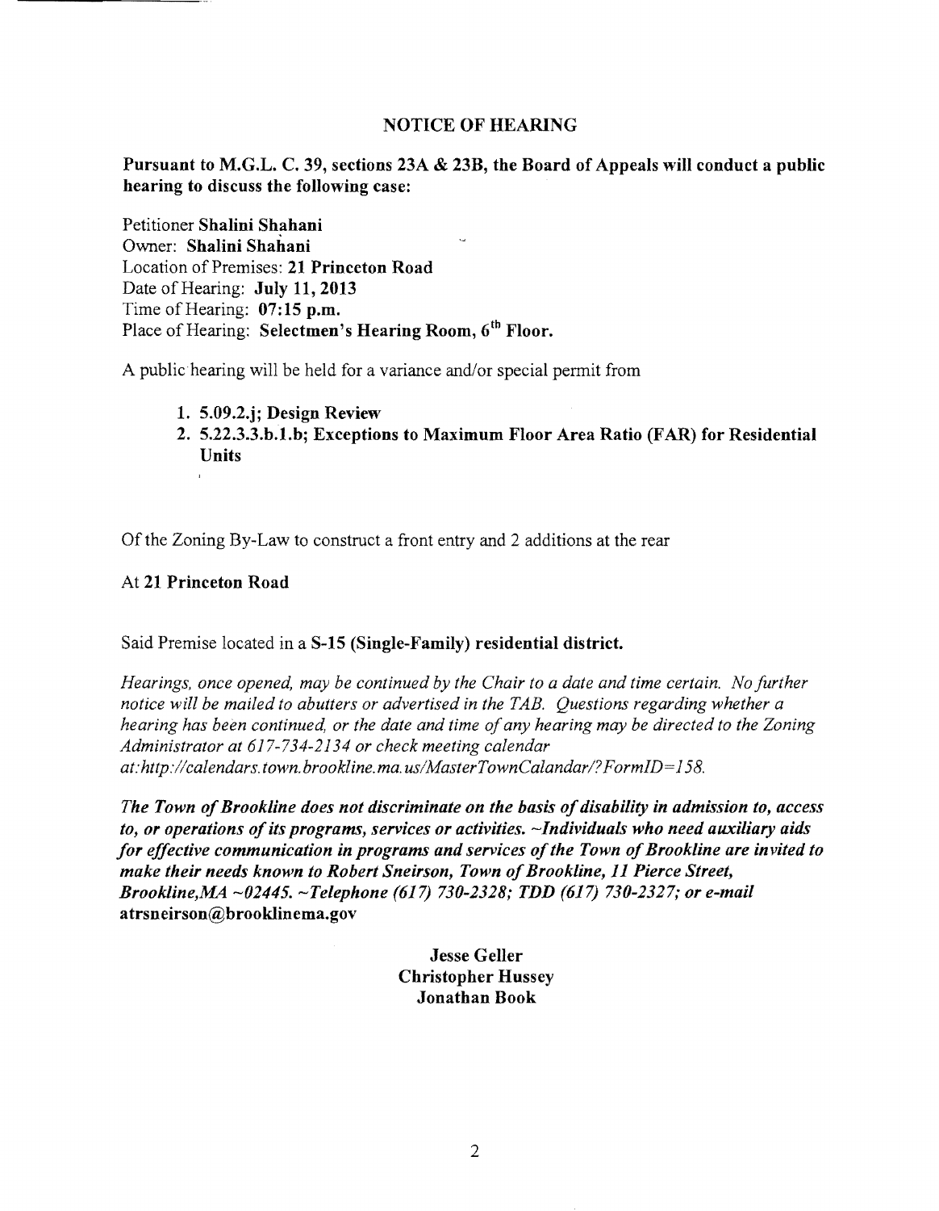## NOTICE OF HEARING

**Pursuant to M.G.L. C. 39, sections 23A & 23B, the Board of Appeals will conduct a public hearing to discuss the following case:**

Petitioner **Shalini Shahani**
Owner: **Shalini Shahani**
Location of Premises: **21 Princeton Road**
Date of Hearing: **July 11, 2013**
Time of Hearing: **07:15 p.m.**
Place of Hearing: **Selectmen's Hearing Room, 6th Floor.**

A public hearing will be held for a variance and/or special permit from

1. **5.09.2.j; Design Review**
2. **5.22.3.3.b.1.b; Exceptions to Maximum Floor Area Ratio (FAR) for Residential Units**

Of the Zoning By-Law to construct a front entry and 2 additions at the rear

At **21 Princeton Road**

Said Premise located in a **S-15 (Single-Family) residential district.**

*Hearings, once opened, may be continued by the Chair to a date and time certain. No further notice will be mailed to abutters or advertised in the TAB. Questions regarding whether a hearing has been continued, or the date and time of any hearing may be directed to the Zoning Administrator at 617-734-2134 or check meeting calendar at:http://calendars.town.brookline.ma.us/MasterTownCalandar/?FormID=158.*

***The Town of Brookline does not discriminate on the basis of disability in admission to, access to, or operations of its programs, services or activities. ~Individuals who need auxiliary aids for effective communication in programs and services of the Town of Brookline are invited to make their needs known to Robert Sneirson, Town of Brookline, 11 Pierce Street, Brookline,MA ~02445. ~Telephone (617) 730-2328; TDD (617) 730-2327; or e-mail*** **atrsneirson@brooklinema.gov**

**Jesse Geller**
**Christopher Hussey**
**Jonathan Book**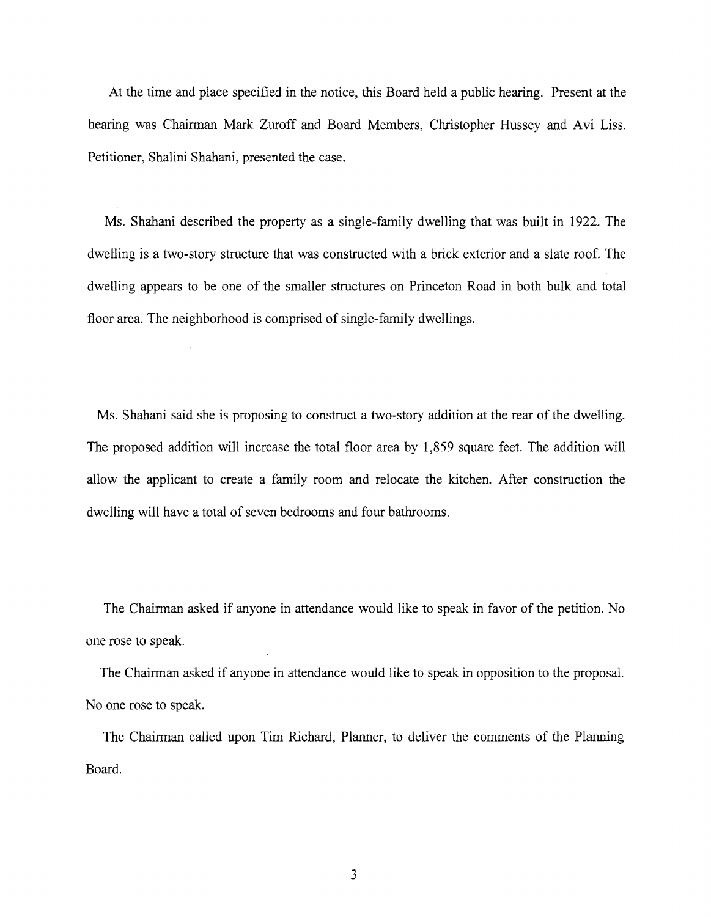At the time and place specified in the notice, this Board held a public hearing. Present at the hearing was Chairman Mark Zuroff and Board Members, Christopher Hussey and Avi Liss. Petitioner, Shalini Shahani, presented the case.

Ms. Shahani described the property as a single-family dwelling that was built in 1922. The dwelling is a two-story structure that was constructed with a brick exterior and a slate roof. The dwelling appears to be one of the smaller structures on Princeton Road in both bulk and total floor area. The neighborhood is comprised of single-family dwellings.

Ms. Shahani said she is proposing to construct a two-story addition at the rear of the dwelling. The proposed addition will increase the total floor area by 1,859 square feet. The addition will allow the applicant to create a family room and relocate the kitchen. After construction the dwelling will have a total of seven bedrooms and four bathrooms.

The Chairman asked if anyone in attendance would like to speak in favor of the petition. No one rose to speak.

The Chairman asked if anyone in attendance would like to speak in opposition to the proposal. No one rose to speak.

The Chairman called upon Tim Richard, Planner, to deliver the comments of the Planning Board.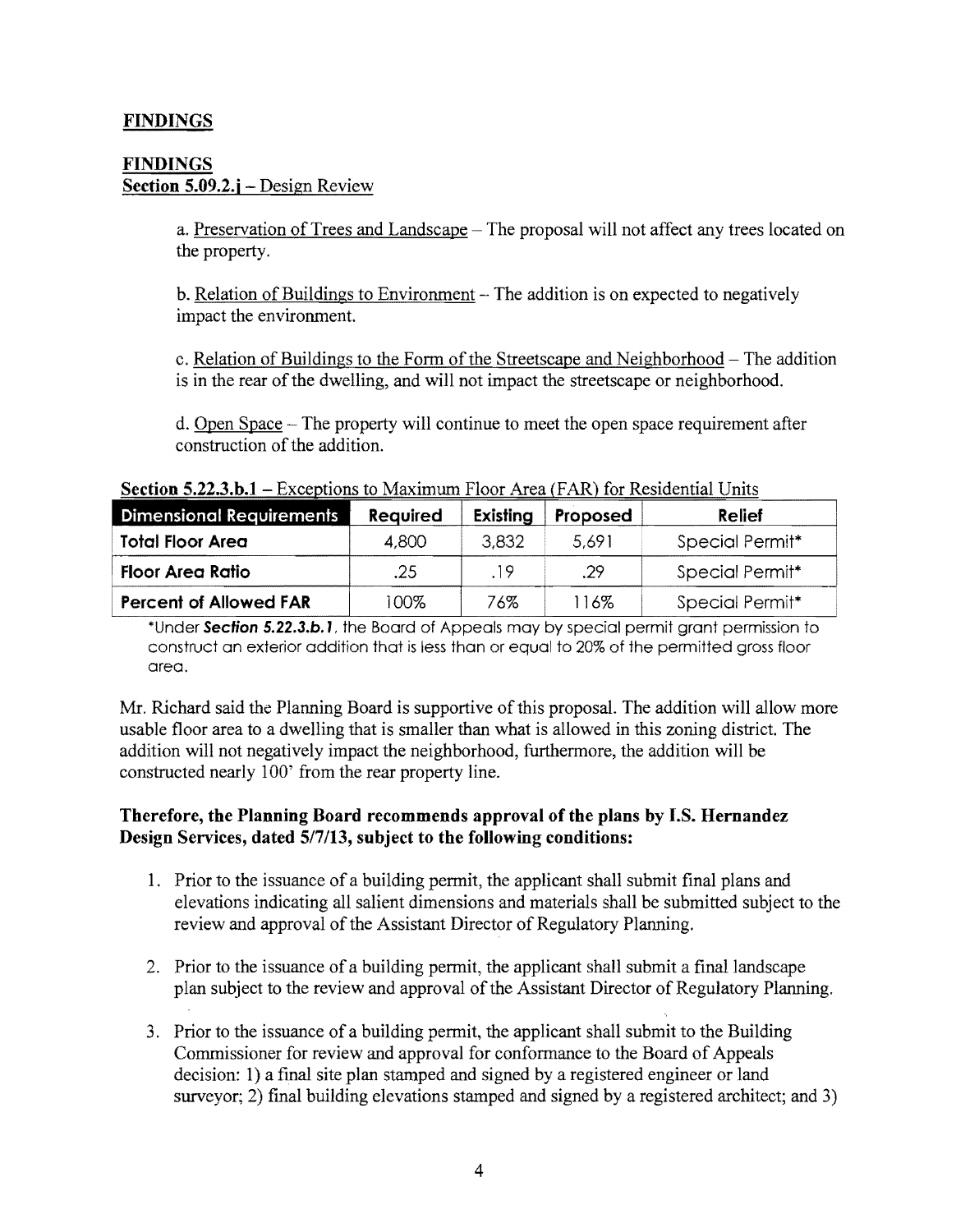## FINDINGS

## FINDINGS

**Section 5.09.2.j** – Design Review

a. Preservation of Trees and Landscape – The proposal will not affect any trees located on the property.

b. Relation of Buildings to Environment – The addition is on expected to negatively impact the environment.

c. Relation of Buildings to the Form of the Streetscape and Neighborhood – The addition is in the rear of the dwelling, and will not impact the streetscape or neighborhood.

d. Open Space – The property will continue to meet the open space requirement after construction of the addition.

**Section 5.22.3.b.1** – Exceptions to Maximum Floor Area (FAR) for Residential Units

| Dimensional Requirements | Required | Existing | Proposed | Relief |
|---|---|---|---|---|
| **Total Floor Area** | 4,800 | 3,832 | 5,691 | Special Permit* |
| **Floor Area Ratio** | .25 | .19 | .29 | Special Permit* |
| **Percent of Allowed FAR** | 100% | 76% | 116% | Special Permit* |

*Under ***Section 5.22.3.b.1***, the Board of Appeals may by special permit grant permission to construct an exterior addition that is less than or equal to 20% of the permitted gross floor area.

Mr. Richard said the Planning Board is supportive of this proposal. The addition will allow more usable floor area to a dwelling that is smaller than what is allowed in this zoning district. The addition will not negatively impact the neighborhood, furthermore, the addition will be constructed nearly 100' from the rear property line.

**Therefore, the Planning Board recommends approval of the plans by I.S. Hernandez Design Services, dated 5/7/13, subject to the following conditions:**

1. Prior to the issuance of a building permit, the applicant shall submit final plans and elevations indicating all salient dimensions and materials shall be submitted subject to the review and approval of the Assistant Director of Regulatory Planning.

2. Prior to the issuance of a building permit, the applicant shall submit a final landscape plan subject to the review and approval of the Assistant Director of Regulatory Planning.

3. Prior to the issuance of a building permit, the applicant shall submit to the Building Commissioner for review and approval for conformance to the Board of Appeals decision: 1) a final site plan stamped and signed by a registered engineer or land surveyor; 2) final building elevations stamped and signed by a registered architect; and 3)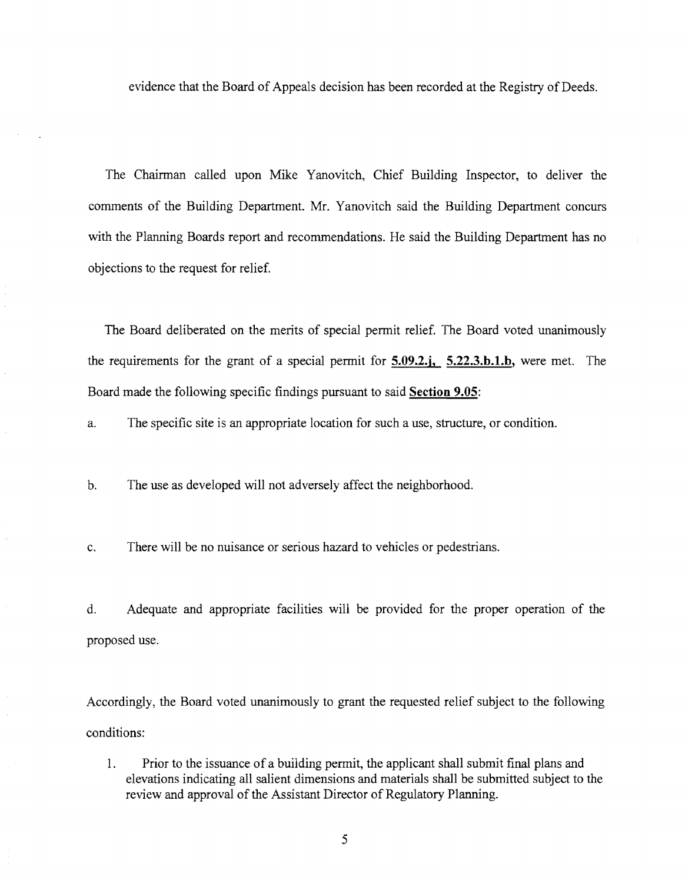evidence that the Board of Appeals decision has been recorded at the Registry of Deeds.

The Chairman called upon Mike Yanovitch, Chief Building Inspector, to deliver the comments of the Building Department. Mr. Yanovitch said the Building Department concurs with the Planning Boards report and recommendations. He said the Building Department has no objections to the request for relief.

The Board deliberated on the merits of special permit relief. The Board voted unanimously the requirements for the grant of a special permit for **5.09.2.j, 5.22.3.b.1.b,** were met. The Board made the following specific findings pursuant to said **Section 9.05**:

a. The specific site is an appropriate location for such a use, structure, or condition.

b. The use as developed will not adversely affect the neighborhood.

c. There will be no nuisance or serious hazard to vehicles or pedestrians.

d. Adequate and appropriate facilities will be provided for the proper operation of the proposed use.

Accordingly, the Board voted unanimously to grant the requested relief subject to the following conditions:

1. Prior to the issuance of a building permit, the applicant shall submit final plans and elevations indicating all salient dimensions and materials shall be submitted subject to the review and approval of the Assistant Director of Regulatory Planning.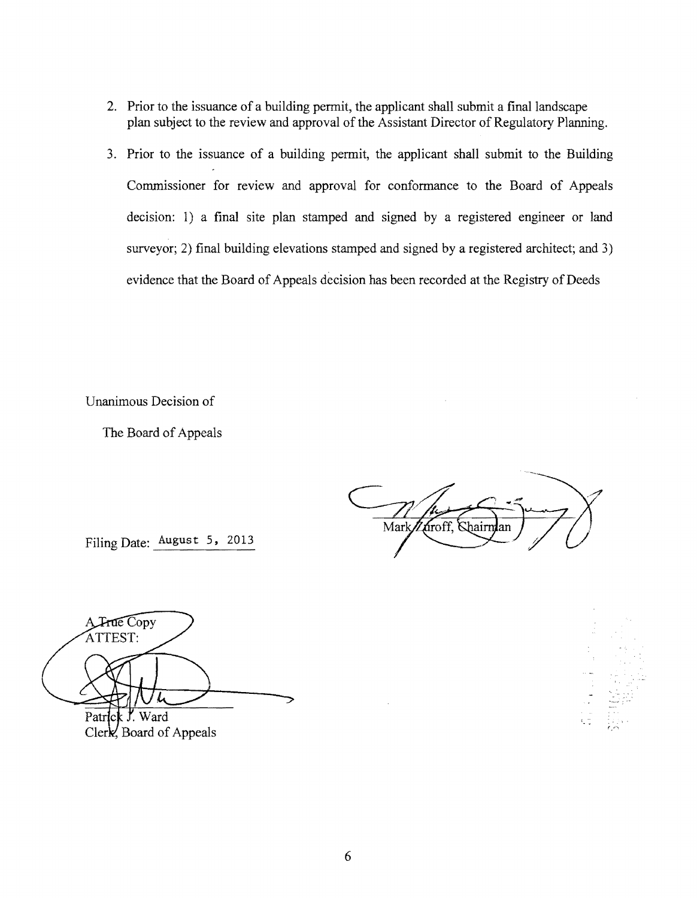2. Prior to the issuance of a building permit, the applicant shall submit a final landscape plan subject to the review and approval of the Assistant Director of Regulatory Planning.

3. Prior to the issuance of a building permit, the applicant shall submit to the Building Commissioner for review and approval for conformance to the Board of Appeals decision: 1) a final site plan stamped and signed by a registered engineer or land surveyor; 2) final building elevations stamped and signed by a registered architect; and 3) evidence that the Board of Appeals decision has been recorded at the Registry of Deeds

Unanimous Decision of

The Board of Appeals

Mark Zuroff, Chairman

Filing Date: August 5, 2013

A True Copy
ATTEST:

Patrick J. Ward
Clerk, Board of Appeals